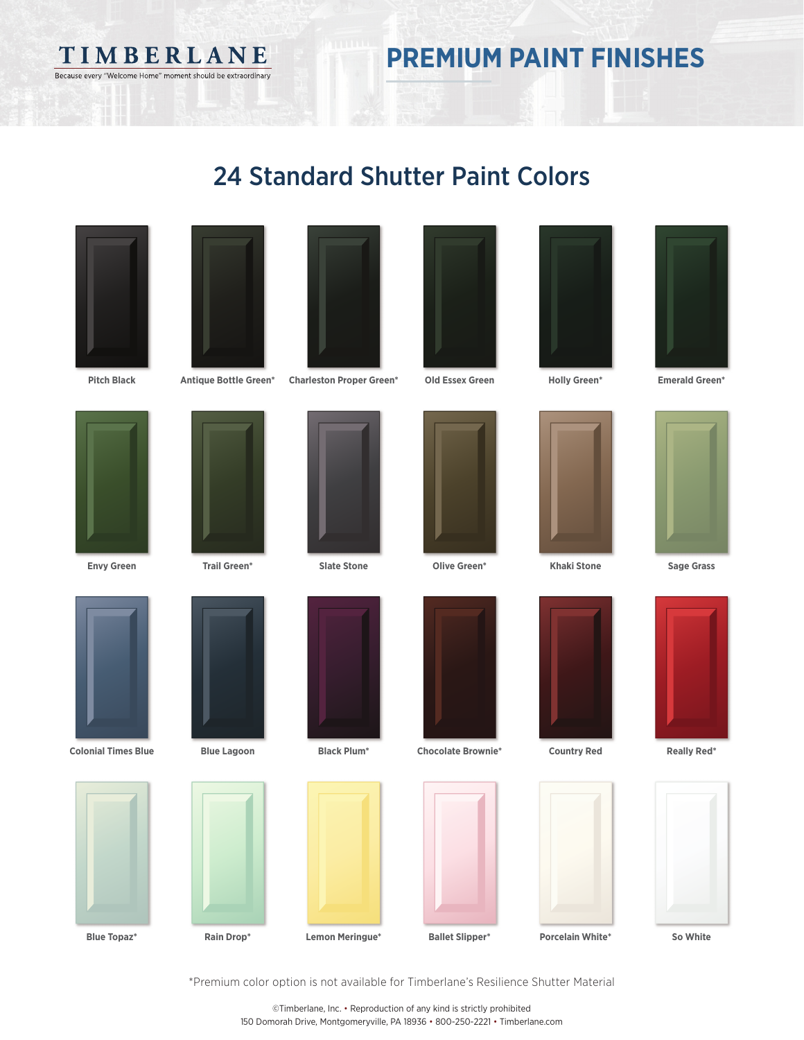# TIMBERLANE

Because every "Welcome Home" moment should be extraordinary

# PREMIUM PAINT FINISHES

## 24 Standard Shutter Paint Colors

| | | | | | |
|---|---|---|---|---|---|
| Pitch Black | Antique Bottle Green* | Charleston Proper Green* | Old Essex Green | Holly Green* | Emerald Green* |
| Envy Green | Trail Green* | Slate Stone | Olive Green* | Khaki Stone | Sage Grass |
| Colonial Times Blue | Blue Lagoon | Black Plum* | Chocolate Brownie* | Country Red | Really Red* |
| Blue Topaz* | Rain Drop* | Lemon Meringue* | Ballet Slipper* | Porcelain White* | So White |

*Premium color option is not available for Timberlane's Resilience Shutter Material

©Timberlane, Inc. • Reproduction of any kind is strictly prohibited
150 Domorah Drive, Montgomeryville, PA 18936 • 800-250-2221 • Timberlane.com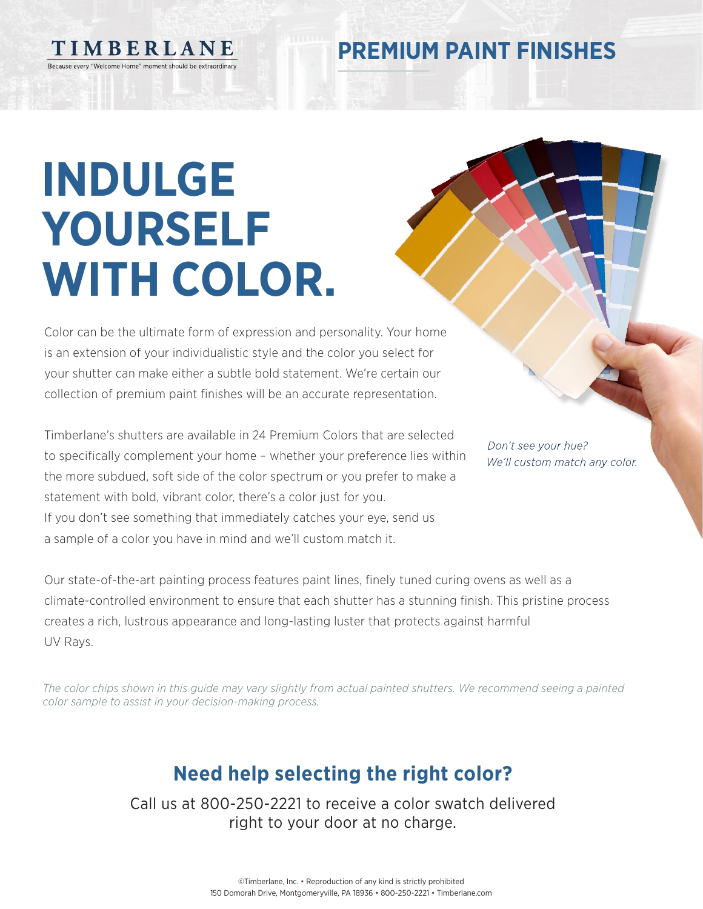TIMBERLANE

Because every "Welcome Home" moment should be extraordinary

## PREMIUM PAINT FINISHES

# INDULGE YOURSELF WITH COLOR.

Color can be the ultimate form of expression and personality. Your home is an extension of your individualistic style and the color you select for your shutter can make either a subtle bold statement. We're certain our collection of premium paint finishes will be an accurate representation.

Timberlane's shutters are available in 24 Premium Colors that are selected to specifically complement your home – whether your preference lies within the more subdued, soft side of the color spectrum or you prefer to make a statement with bold, vibrant color, there's a color just for you. If you don't see something that immediately catches your eye, send us a sample of a color you have in mind and we'll custom match it.

*Don't see your hue? We'll custom match any color.*

Our state-of-the-art painting process features paint lines, finely tuned curing ovens as well as a climate-controlled environment to ensure that each shutter has a stunning finish. This pristine process creates a rich, lustrous appearance and long-lasting luster that protects against harmful UV Rays.

*The color chips shown in this guide may vary slightly from actual painted shutters. We recommend seeing a painted color sample to assist in your decision-making process.*

## Need help selecting the right color?

Call us at 800-250-2221 to receive a color swatch delivered right to your door at no charge.

©Timberlane, Inc. • Reproduction of any kind is strictly prohibited
150 Domorah Drive, Montgomeryville, PA 18936 • 800-250-2221 • Timberlane.com